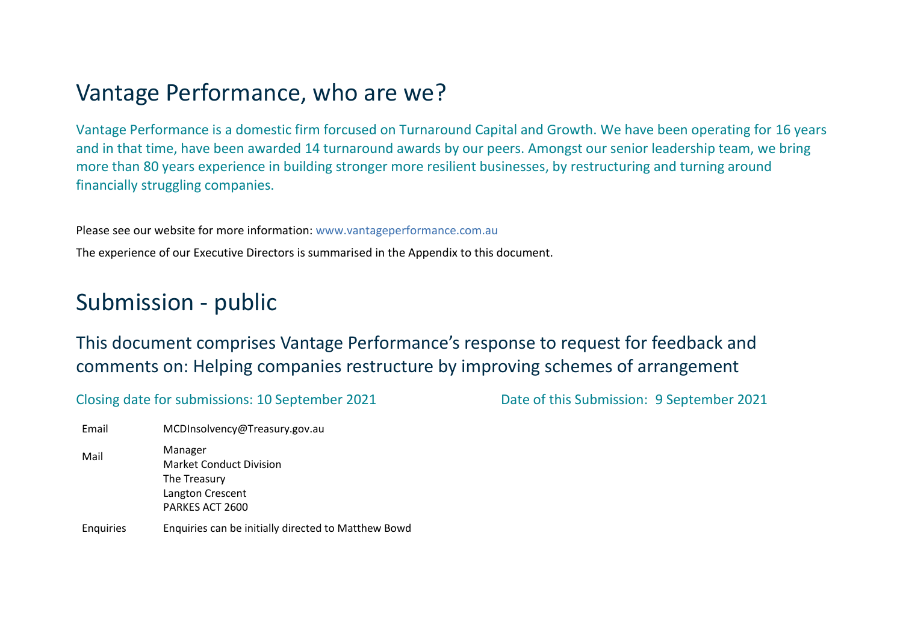# Vantage Performance, who are we?

Vantage Performance is a domestic firm forcused on Turnaround Capital and Growth. We have been operating for 16 years and in that time, have been awarded 14 turnaround awards by our peers. Amongst our senior leadership team, we bring more than 80 years experience in building stronger more resilient businesses, by restructuring and turning around financially struggling companies.

Please see our website for more information: www.vantageperformance.com.au

The experience of our Executive Directors is summarised in the Appendix to this document.

# Submission - public

## This document comprises Vantage Performance's response to request for feedback and comments on: Helping companies restructure by improving schemes of arrangement

Closing date for submissions: 10 September 2021

Date of this Submission: 9 September 2021

| | |
|---|---|
| Email | MCDInsolvency@Treasury.gov.au |
| Mail | Manager<br>Market Conduct Division<br>The Treasury<br>Langton Crescent<br>PARKES ACT 2600 |
| Enquiries | Enquiries can be initially directed to Matthew Bowd |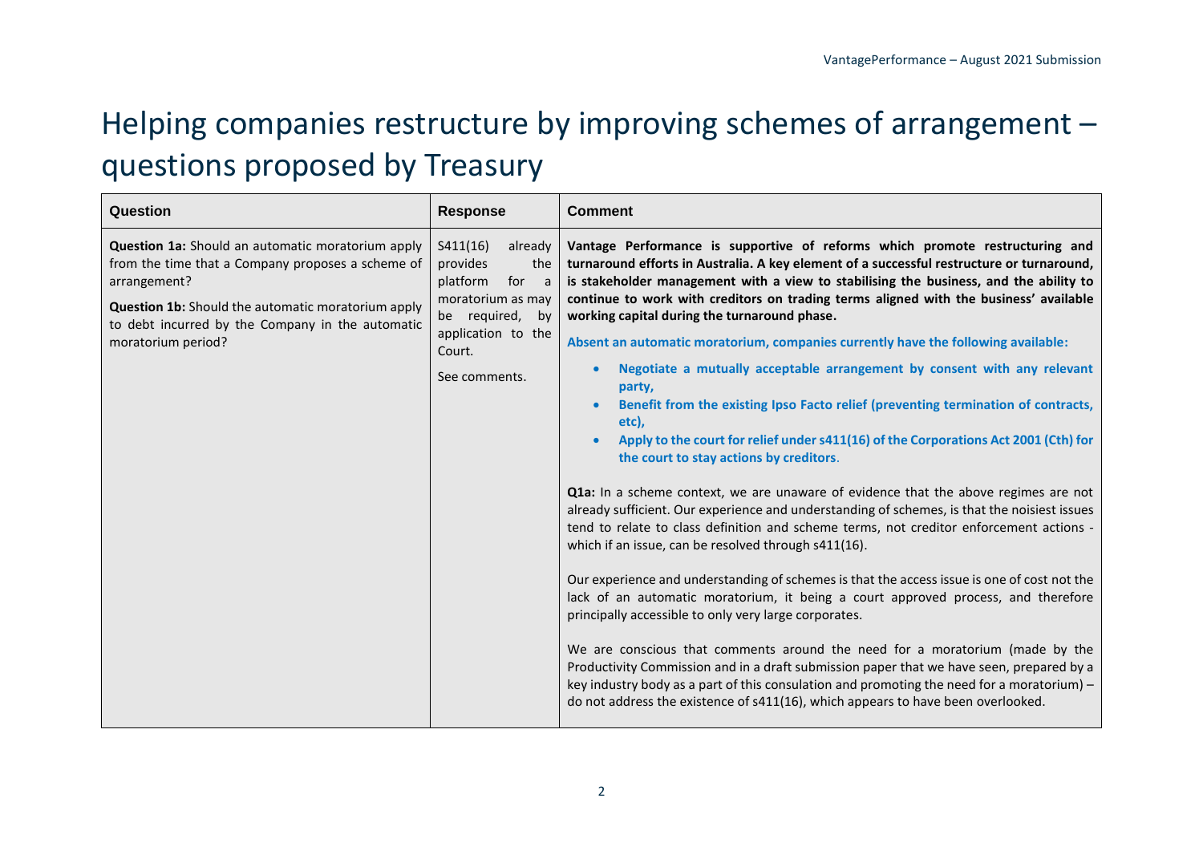# Helping companies restructure by improving schemes of arrangement – questions proposed by Treasury

| Question | Response | Comment |
|---|---|---|
| **Question 1a:** Should an automatic moratorium apply from the time that a Company proposes a scheme of arrangement?<br><br>**Question 1b:** Should the automatic moratorium apply to debt incurred by the Company in the automatic moratorium period? | S411(16) already provides the platform for a moratorium as may be required, by application to the Court.<br><br>See comments. | **Vantage Performance is supportive of reforms which promote restructuring and turnaround efforts in Australia. A key element of a successful restructure or turnaround, is stakeholder management with a view to stabilising the business, and the ability to continue to work with creditors on trading terms aligned with the business' available working capital during the turnaround phase.**<br><br>**Absent an automatic moratorium, companies currently have the following available:**<br><br>• **Negotiate a mutually acceptable arrangement by consent with any relevant party,**<br>• **Benefit from the existing Ipso Facto relief (preventing termination of contracts, etc),**<br>• **Apply to the court for relief under s411(16) of the Corporations Act 2001 (Cth) for the court to stay actions by creditors**.<br><br>**Q1a:** In a scheme context, we are unaware of evidence that the above regimes are not already sufficient. Our experience and understanding of schemes, is that the noisiest issues tend to relate to class definition and scheme terms, not creditor enforcement actions - which if an issue, can be resolved through s411(16).<br><br>Our experience and understanding of schemes is that the access issue is one of cost not the lack of an automatic moratorium, it being a court approved process, and therefore principally accessible to only very large corporates.<br><br>We are conscious that comments around the need for a moratorium (made by the Productivity Commission and in a draft submission paper that we have seen, prepared by a key industry body as a part of this consulation and promoting the need for a moratorium) – do not address the existence of s411(16), which appears to have been overlooked. |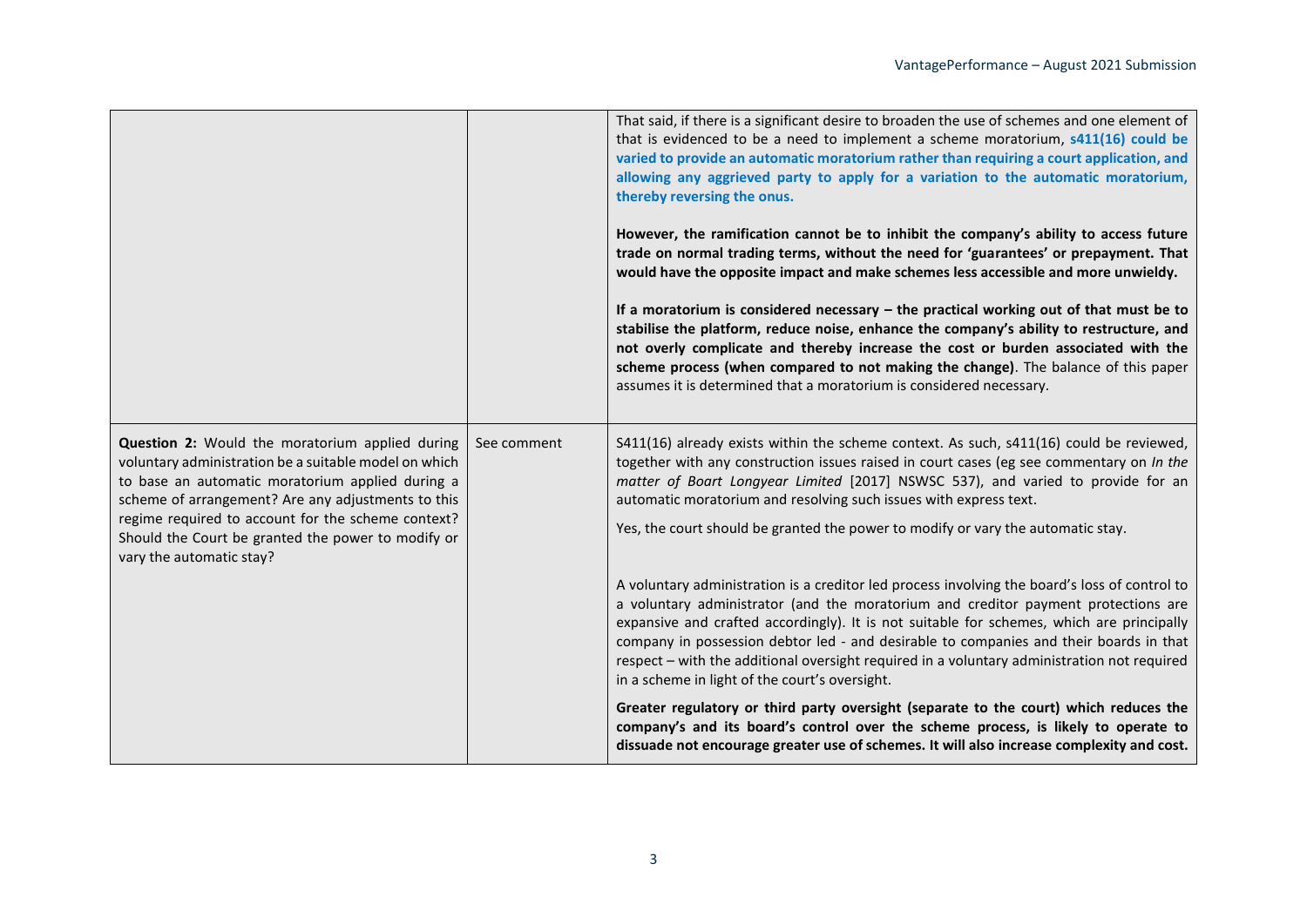| | | |
|---|---|---|
| | | That said, if there is a significant desire to broaden the use of schemes and one element of that is evidenced to be a need to implement a scheme moratorium, **s411(16) could be varied to provide an automatic moratorium rather than requiring a court application, and allowing any aggrieved party to apply for a variation to the automatic moratorium, thereby reversing the onus.**<br><br>**However, the ramification cannot be to inhibit the company's ability to access future trade on normal trading terms, without the need for 'guarantees' or prepayment. That would have the opposite impact and make schemes less accessible and more unwieldy.**<br><br>**If a moratorium is considered necessary – the practical working out of that must be to stabilise the platform, reduce noise, enhance the company's ability to restructure, and not overly complicate and thereby increase the cost or burden associated with the scheme process (when compared to not making the change)**. The balance of this paper assumes it is determined that a moratorium is considered necessary. |
| **Question 2:** Would the moratorium applied during voluntary administration be a suitable model on which to base an automatic moratorium applied during a scheme of arrangement? Are any adjustments to this regime required to account for the scheme context? Should the Court be granted the power to modify or vary the automatic stay? | See comment | S411(16) already exists within the scheme context. As such, s411(16) could be reviewed, together with any construction issues raised in court cases (eg see commentary on *In the matter of Boart Longyear Limited* [2017] NSWSC 537), and varied to provide for an automatic moratorium and resolving such issues with express text.<br><br>Yes, the court should be granted the power to modify or vary the automatic stay.<br><br>A voluntary administration is a creditor led process involving the board's loss of control to a voluntary administrator (and the moratorium and creditor payment protections are expansive and crafted accordingly). It is not suitable for schemes, which are principally company in possession debtor led - and desirable to companies and their boards in that respect – with the additional oversight required in a voluntary administration not required in a scheme in light of the court's oversight.<br><br>**Greater regulatory or third party oversight (separate to the court) which reduces the company's and its board's control over the scheme process, is likely to operate to dissuade not encourage greater use of schemes. It will also increase complexity and cost.** |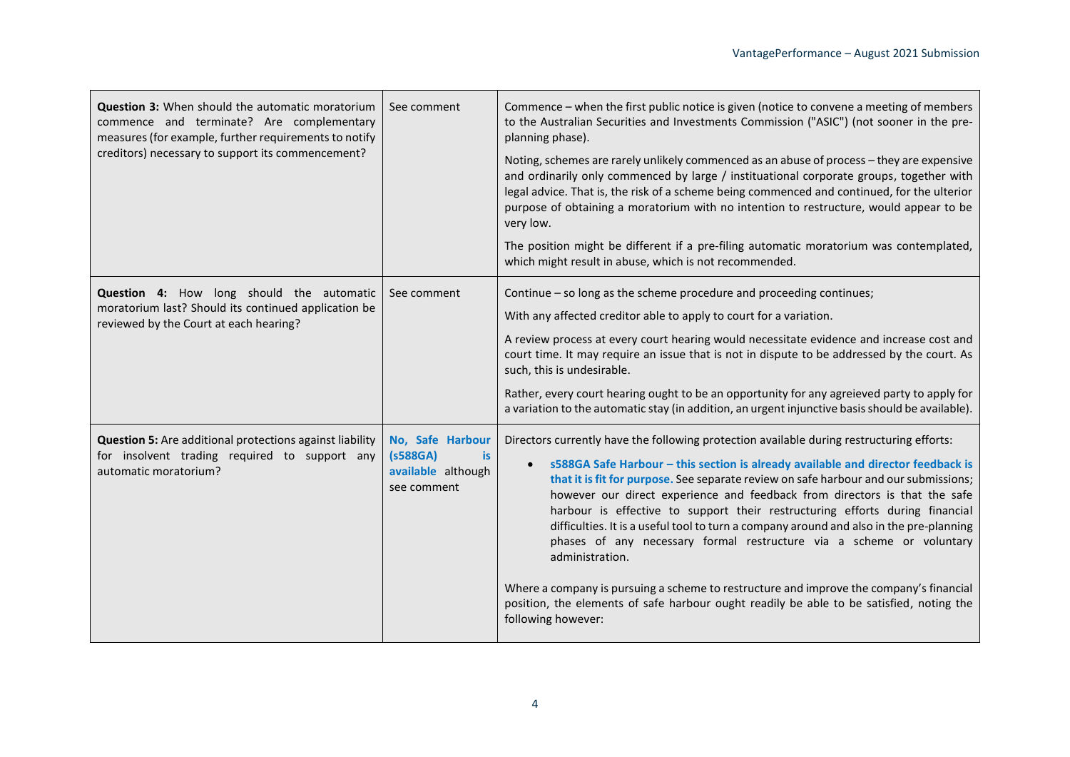| **Question 3:** When should the automatic moratorium commence and terminate? Are complementary measures (for example, further requirements to notify creditors) necessary to support its commencement? | See comment | Commence – when the first public notice is given (notice to convene a meeting of members to the Australian Securities and Investments Commission ("ASIC") (not sooner in the pre-planning phase).<br><br>Noting, schemes are rarely unlikely commenced as an abuse of process – they are expensive and ordinarily only commenced by large / instituational corporate groups, together with legal advice. That is, the risk of a scheme being commenced and continued, for the ulterior purpose of obtaining a moratorium with no intention to restructure, would appear to be very low.<br><br>The position might be different if a pre-filing automatic moratorium was contemplated, which might result in abuse, which is not recommended. |
|---|---|---|
| **Question 4:** How long should the automatic moratorium last? Should its continued application be reviewed by the Court at each hearing? | See comment | Continue – so long as the scheme procedure and proceeding continues;<br><br>With any affected creditor able to apply to court for a variation.<br><br>A review process at every court hearing would necessitate evidence and increase cost and court time. It may require an issue that is not in dispute to be addressed by the court. As such, this is undesirable.<br><br>Rather, every court hearing ought to be an opportunity for any agreieved party to apply for a variation to the automatic stay (in addition, an urgent injunctive basis should be available). |
| **Question 5:** Are additional protections against liability for insolvent trading required to support any automatic moratorium? | **No, Safe Harbour (s588GA) is available** although see comment | Directors currently have the following protection available during restructuring efforts:<br><br>• **s588GA Safe Harbour – this section is already available and director feedback is that it is fit for purpose.** See separate review on safe harbour and our submissions; however our direct experience and feedback from directors is that the safe harbour is effective to support their restructuring efforts during financial difficulties. It is a useful tool to turn a company around and also in the pre-planning phases of any necessary formal restructure via a scheme or voluntary administration.<br><br>Where a company is pursuing a scheme to restructure and improve the company's financial position, the elements of safe harbour ought readily be able to be satisfied, noting the following however: |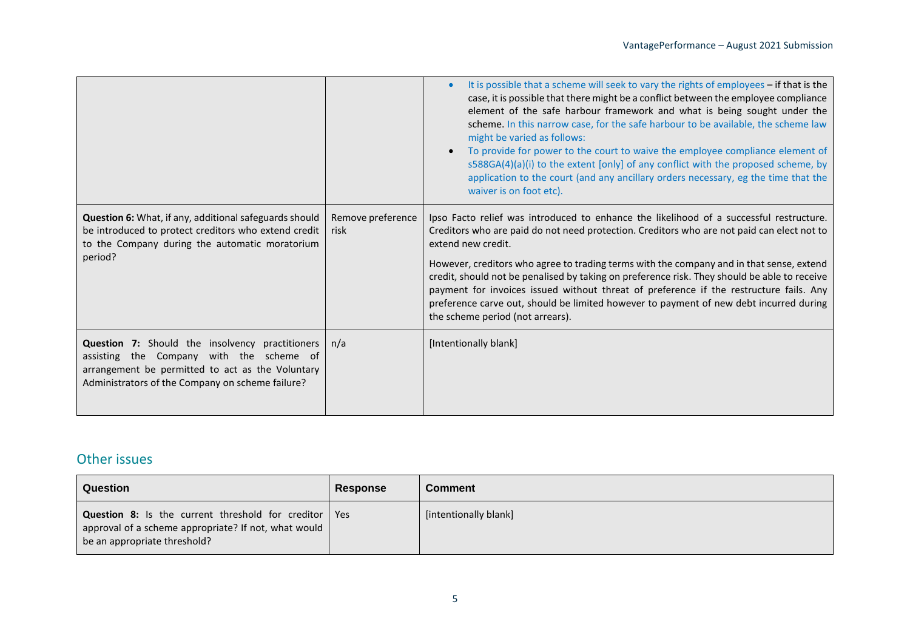| | | |
|---|---|---|
| | | • It is possible that a scheme will seek to vary the rights of employees – if that is the case, it is possible that there might be a conflict between the employee compliance element of the safe harbour framework and what is being sought under the scheme. In this narrow case, for the safe harbour to be available, the scheme law might be varied as follows:<br>• To provide for power to the court to waive the employee compliance element of s588GA(4)(a)(i) to the extent [only] of any conflict with the proposed scheme, by application to the court (and any ancillary orders necessary, eg the time that the waiver is on foot etc). |
| **Question 6:** What, if any, additional safeguards should be introduced to protect creditors who extend credit to the Company during the automatic moratorium period? | Remove preference risk | Ipso Facto relief was introduced to enhance the likelihood of a successful restructure. Creditors who are paid do not need protection. Creditors who are not paid can elect not to extend new credit.<br><br>However, creditors who agree to trading terms with the company and in that sense, extend credit, should not be penalised by taking on preference risk. They should be able to receive payment for invoices issued without threat of preference if the restructure fails. Any preference carve out, should be limited however to payment of new debt incurred during the scheme period (not arrears). |
| **Question 7:** Should the insolvency practitioners assisting the Company with the scheme of arrangement be permitted to act as the Voluntary Administrators of the Company on scheme failure? | n/a | [Intentionally blank] |

## Other issues

| Question | Response | Comment |
|---|---|---|
| **Question 8:** Is the current threshold for creditor approval of a scheme appropriate? If not, what would be an appropriate threshold? | Yes | [intentionally blank] |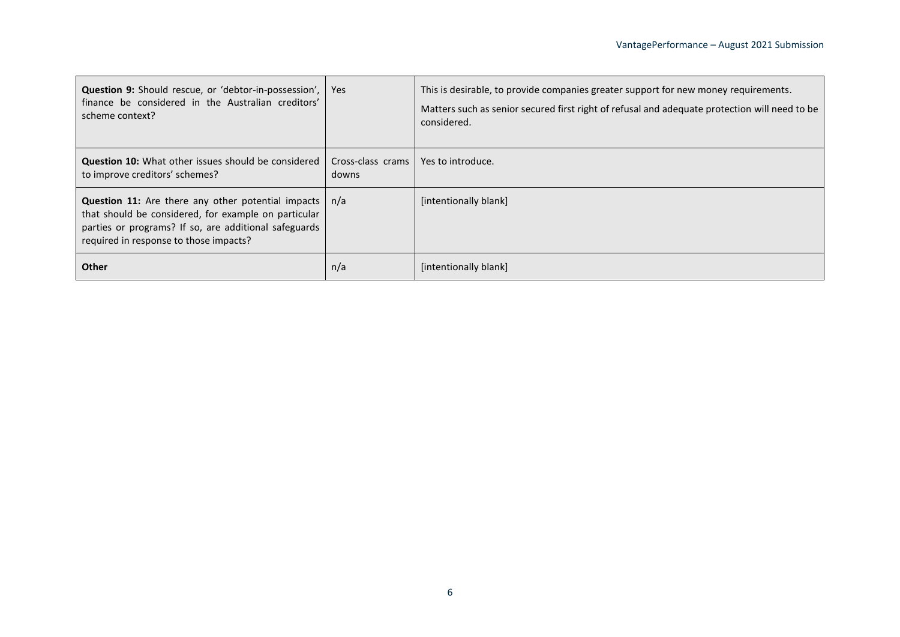| | | |
|---|---|---|
| **Question 9:** Should rescue, or 'debtor-in-possession', finance be considered in the Australian creditors' scheme context? | Yes | This is desirable, to provide companies greater support for new money requirements.<br><br>Matters such as senior secured first right of refusal and adequate protection will need to be considered. |
| **Question 10:** What other issues should be considered to improve creditors' schemes? | Cross-class crams downs | Yes to introduce. |
| **Question 11:** Are there any other potential impacts that should be considered, for example on particular parties or programs? If so, are additional safeguards required in response to those impacts? | n/a | [intentionally blank] |
| **Other** | n/a | [intentionally blank] |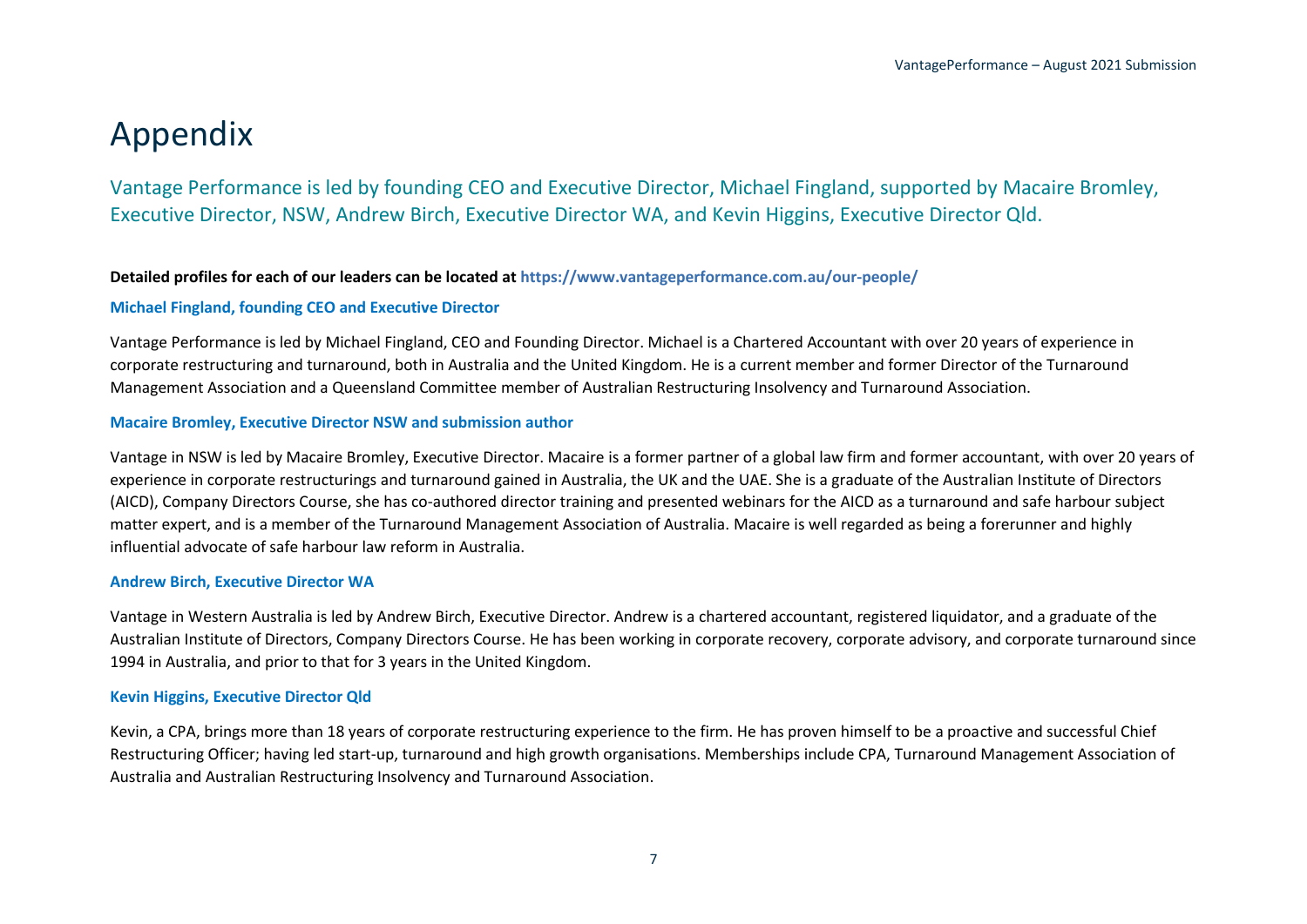# Appendix

## Vantage Performance is led by founding CEO and Executive Director, Michael Fingland, supported by Macaire Bromley, Executive Director, NSW, Andrew Birch, Executive Director WA, and Kevin Higgins, Executive Director Qld.

**Detailed profiles for each of our leaders can be located at https://www.vantageperformance.com.au/our-people/**

### Michael Fingland, founding CEO and Executive Director

Vantage Performance is led by Michael Fingland, CEO and Founding Director. Michael is a Chartered Accountant with over 20 years of experience in corporate restructuring and turnaround, both in Australia and the United Kingdom. He is a current member and former Director of the Turnaround Management Association and a Queensland Committee member of Australian Restructuring Insolvency and Turnaround Association.

### Macaire Bromley, Executive Director NSW and submission author

Vantage in NSW is led by Macaire Bromley, Executive Director. Macaire is a former partner of a global law firm and former accountant, with over 20 years of experience in corporate restructurings and turnaround gained in Australia, the UK and the UAE. She is a graduate of the Australian Institute of Directors (AICD), Company Directors Course, she has co-authored director training and presented webinars for the AICD as a turnaround and safe harbour subject matter expert, and is a member of the Turnaround Management Association of Australia. Macaire is well regarded as being a forerunner and highly influential advocate of safe harbour law reform in Australia.

### Andrew Birch, Executive Director WA

Vantage in Western Australia is led by Andrew Birch, Executive Director. Andrew is a chartered accountant, registered liquidator, and a graduate of the Australian Institute of Directors, Company Directors Course. He has been working in corporate recovery, corporate advisory, and corporate turnaround since 1994 in Australia, and prior to that for 3 years in the United Kingdom.

### Kevin Higgins, Executive Director Qld

Kevin, a CPA, brings more than 18 years of corporate restructuring experience to the firm. He has proven himself to be a proactive and successful Chief Restructuring Officer; having led start-up, turnaround and high growth organisations. Memberships include CPA, Turnaround Management Association of Australia and Australian Restructuring Insolvency and Turnaround Association.